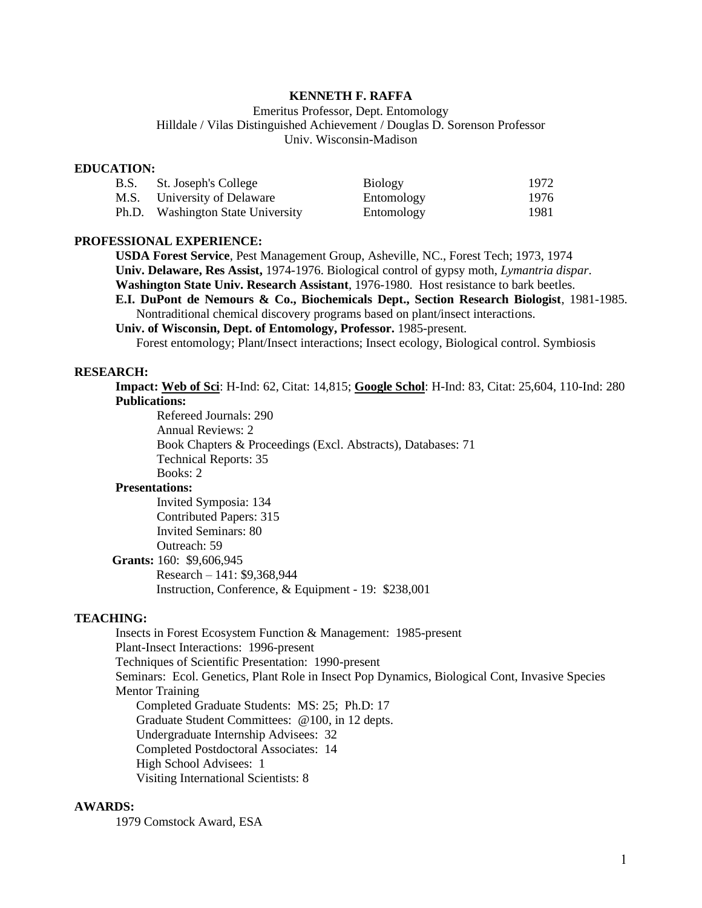# KENNETH F. RAFFA

Emeritus Professor, Dept. Entomology
Hilldale / Vilas Distinguished Achievement / Douglas D. Sorenson Professor
Univ. Wisconsin-Madison

## EDUCATION:

| | | | |
|---|---|---|---|
| B.S. | St. Joseph's College | Biology | 1972 |
| M.S. | University of Delaware | Entomology | 1976 |
| Ph.D. | Washington State University | Entomology | 1981 |

## PROFESSIONAL EXPERIENCE:

**USDA Forest Service**, Pest Management Group, Asheville, NC., Forest Tech; 1973, 1974

**Univ. Delaware, Res Assist,** 1974-1976. Biological control of gypsy moth, *Lymantria dispar*.

**Washington State Univ. Research Assistant**, 1976-1980. Host resistance to bark beetles.

**E.I. DuPont de Nemours & Co., Biochemicals Dept., Section Research Biologist**, 1981-1985.
Nontraditional chemical discovery programs based on plant/insect interactions.

**Univ. of Wisconsin, Dept. of Entomology, Professor.** 1985-present.
Forest entomology; Plant/Insect interactions; Insect ecology, Biological control. Symbiosis

## RESEARCH:

**Impact: Web of Sci**: H-Ind: 62, Citat: 14,815; **Google Schol**: H-Ind: 83, Citat: 25,604, 110-Ind: 280

**Publications:**

- Refereed Journals: 290
- Annual Reviews: 2
- Book Chapters & Proceedings (Excl. Abstracts), Databases: 71
- Technical Reports: 35
- Books: 2

**Presentations:**

- Invited Symposia: 134
- Contributed Papers: 315
- Invited Seminars: 80
- Outreach: 59

**Grants:** 160: $9,606,945

- Research – 141: $9,368,944
- Instruction, Conference, & Equipment - 19: $238,001

## TEACHING:

Insects in Forest Ecosystem Function & Management: 1985-present

Plant-Insect Interactions: 1996-present

Techniques of Scientific Presentation: 1990-present

Seminars: Ecol. Genetics, Plant Role in Insect Pop Dynamics, Biological Cont, Invasive Species

Mentor Training

- Completed Graduate Students: MS: 25; Ph.D: 17
- Graduate Student Committees: @100, in 12 depts.
- Undergraduate Internship Advisees: 32
- Completed Postdoctoral Associates: 14
- High School Advisees: 1
- Visiting International Scientists: 8

## AWARDS:

1979 Comstock Award, ESA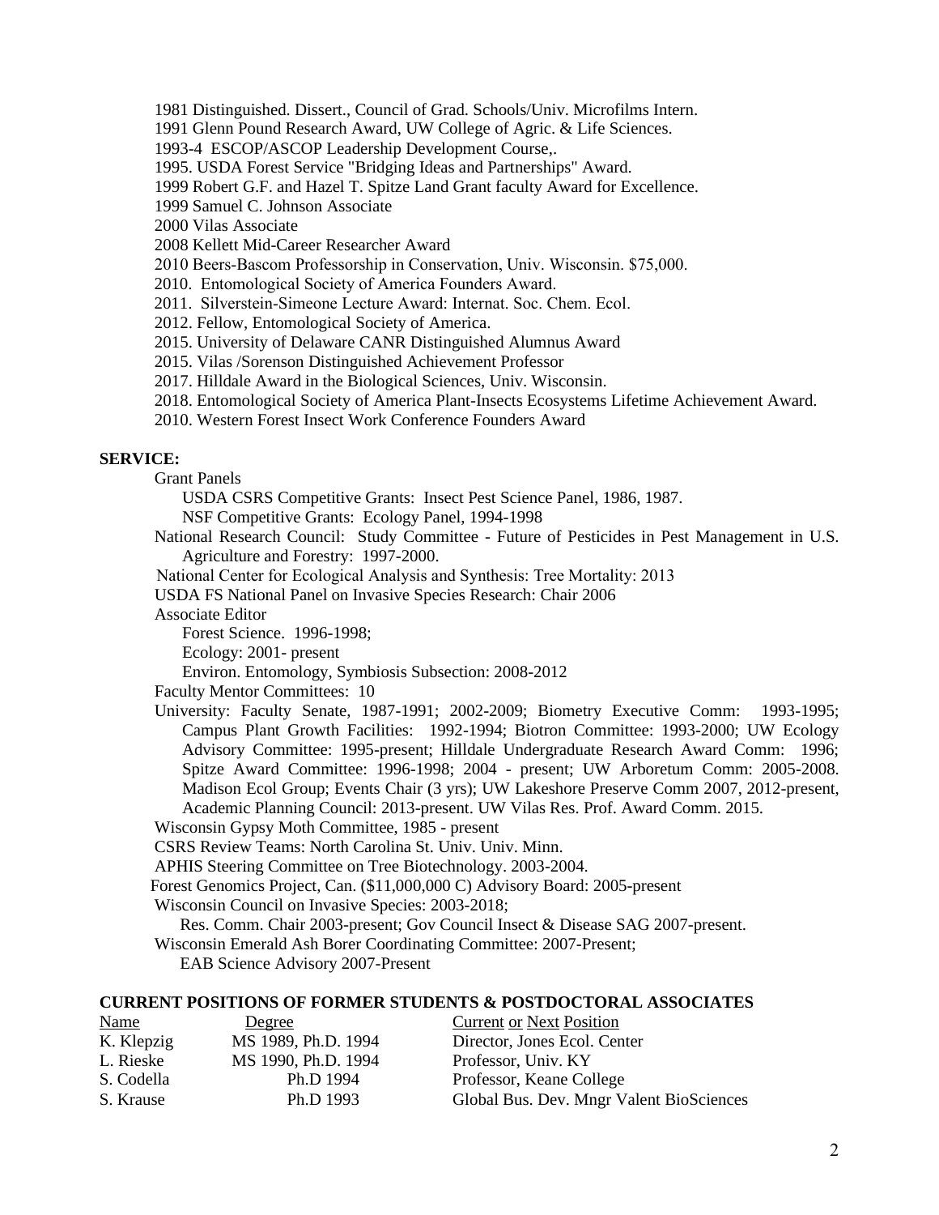1981 Distinguished. Dissert., Council of Grad. Schools/Univ. Microfilms Intern.
1991 Glenn Pound Research Award, UW College of Agric. & Life Sciences.
1993-4 ESCOP/ASCOP Leadership Development Course,.
1995. USDA Forest Service "Bridging Ideas and Partnerships" Award.
1999 Robert G.F. and Hazel T. Spitze Land Grant faculty Award for Excellence.
1999 Samuel C. Johnson Associate
2000 Vilas Associate
2008 Kellett Mid-Career Researcher Award
2010 Beers-Bascom Professorship in Conservation, Univ. Wisconsin. $75,000.
2010. Entomological Society of America Founders Award.
2011. Silverstein-Simeone Lecture Award: Internat. Soc. Chem. Ecol.
2012. Fellow, Entomological Society of America.
2015. University of Delaware CANR Distinguished Alumnus Award
2015. Vilas /Sorenson Distinguished Achievement Professor
2017. Hilldale Award in the Biological Sciences, Univ. Wisconsin.
2018. Entomological Society of America Plant-Insects Ecosystems Lifetime Achievement Award.
2010. Western Forest Insect Work Conference Founders Award

**SERVICE:**

Grant Panels
- USDA CSRS Competitive Grants: Insect Pest Science Panel, 1986, 1987.
- NSF Competitive Grants: Ecology Panel, 1994-1998

National Research Council: Study Committee - Future of Pesticides in Pest Management in U.S. Agriculture and Forestry: 1997-2000.

National Center for Ecological Analysis and Synthesis: Tree Mortality: 2013

USDA FS National Panel on Invasive Species Research: Chair 2006

Associate Editor
- Forest Science. 1996-1998;
- Ecology: 2001- present
- Environ. Entomology, Symbiosis Subsection: 2008-2012

Faculty Mentor Committees: 10

University: Faculty Senate, 1987-1991; 2002-2009; Biometry Executive Comm: 1993-1995; Campus Plant Growth Facilities: 1992-1994; Biotron Committee: 1993-2000; UW Ecology Advisory Committee: 1995-present; Hilldale Undergraduate Research Award Comm: 1996; Spitze Award Committee: 1996-1998; 2004 - present; UW Arboretum Comm: 2005-2008. Madison Ecol Group; Events Chair (3 yrs); UW Lakeshore Preserve Comm 2007, 2012-present, Academic Planning Council: 2013-present. UW Vilas Res. Prof. Award Comm. 2015.

Wisconsin Gypsy Moth Committee, 1985 - present

CSRS Review Teams: North Carolina St. Univ. Univ. Minn.

APHIS Steering Committee on Tree Biotechnology. 2003-2004.

Forest Genomics Project, Can. ($11,000,000 C) Advisory Board: 2005-present

Wisconsin Council on Invasive Species: 2003-2018;
- Res. Comm. Chair 2003-present; Gov Council Insect & Disease SAG 2007-present.

Wisconsin Emerald Ash Borer Coordinating Committee: 2007-Present;
- EAB Science Advisory 2007-Present

**CURRENT POSITIONS OF FORMER STUDENTS & POSTDOCTORAL ASSOCIATES**

| Name | Degree | Current or Next Position |
|---|---|---|
| K. Klepzig | MS 1989, Ph.D. 1994 | Director, Jones Ecol. Center |
| L. Rieske | MS 1990, Ph.D. 1994 | Professor, Univ. KY |
| S. Codella | Ph.D 1994 | Professor, Keane College |
| S. Krause | Ph.D 1993 | Global Bus. Dev. Mngr Valent BioSciences |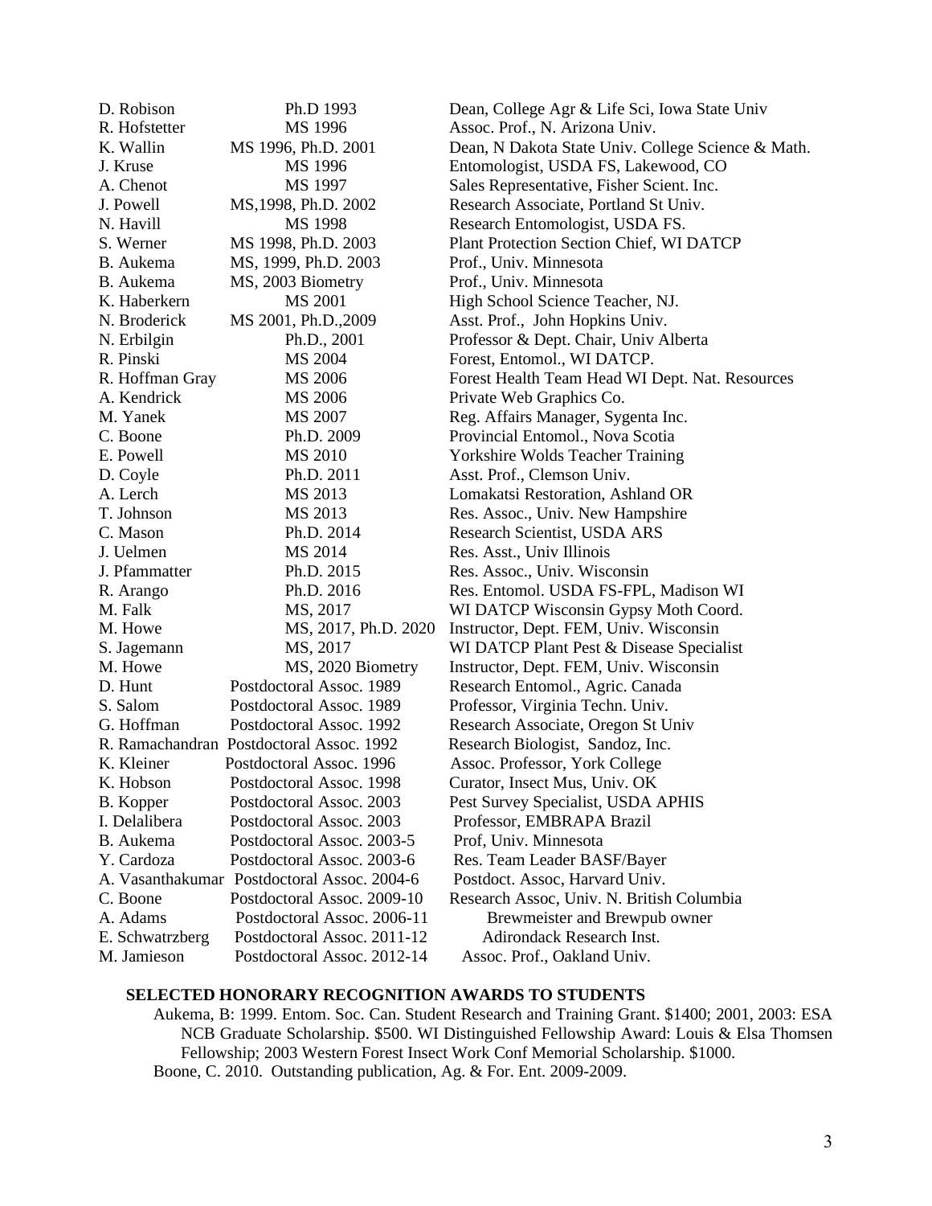| | | |
|---|---|---|
| D. Robison | Ph.D 1993 | Dean, College Agr & Life Sci, Iowa State Univ |
| R. Hofstetter | MS 1996 | Assoc. Prof., N. Arizona Univ. |
| K. Wallin | MS 1996, Ph.D. 2001 | Dean, N Dakota State Univ. College Science & Math. |
| J. Kruse | MS 1996 | Entomologist, USDA FS, Lakewood, CO |
| A. Chenot | MS 1997 | Sales Representative, Fisher Scient. Inc. |
| J. Powell | MS,1998, Ph.D. 2002 | Research Associate, Portland St Univ. |
| N. Havill | MS 1998 | Research Entomologist, USDA FS. |
| S. Werner | MS 1998, Ph.D. 2003 | Plant Protection Section Chief, WI DATCP |
| B. Aukema | MS, 1999, Ph.D. 2003 | Prof., Univ. Minnesota |
| B. Aukema | MS, 2003 Biometry | Prof., Univ. Minnesota |
| K. Haberkern | MS 2001 | High School Science Teacher, NJ. |
| N. Broderick | MS 2001, Ph.D.,2009 | Asst. Prof., John Hopkins Univ. |
| N. Erbilgin | Ph.D., 2001 | Professor & Dept. Chair, Univ Alberta |
| R. Pinski | MS 2004 | Forest, Entomol., WI DATCP. |
| R. Hoffman Gray | MS 2006 | Forest Health Team Head WI Dept. Nat. Resources |
| A. Kendrick | MS 2006 | Private Web Graphics Co. |
| M. Yanek | MS 2007 | Reg. Affairs Manager, Sygenta Inc. |
| C. Boone | Ph.D. 2009 | Provincial Entomol., Nova Scotia |
| E. Powell | MS 2010 | Yorkshire Wolds Teacher Training |
| D. Coyle | Ph.D. 2011 | Asst. Prof., Clemson Univ. |
| A. Lerch | MS 2013 | Lomakatsi Restoration, Ashland OR |
| T. Johnson | MS 2013 | Res. Assoc., Univ. New Hampshire |
| C. Mason | Ph.D. 2014 | Research Scientist, USDA ARS |
| J. Uelmen | MS 2014 | Res. Asst., Univ Illinois |
| J. Pfammatter | Ph.D. 2015 | Res. Assoc., Univ. Wisconsin |
| R. Arango | Ph.D. 2016 | Res. Entomol. USDA FS-FPL, Madison WI |
| M. Falk | MS, 2017 | WI DATCP Wisconsin Gypsy Moth Coord. |
| M. Howe | MS, 2017, Ph.D. 2020 | Instructor, Dept. FEM, Univ. Wisconsin |
| S. Jagemann | MS, 2017 | WI DATCP Plant Pest & Disease Specialist |
| M. Howe | MS, 2020 Biometry | Instructor, Dept. FEM, Univ. Wisconsin |
| D. Hunt | Postdoctoral Assoc. 1989 | Research Entomol., Agric. Canada |
| S. Salom | Postdoctoral Assoc. 1989 | Professor, Virginia Techn. Univ. |
| G. Hoffman | Postdoctoral Assoc. 1992 | Research Associate, Oregon St Univ |
| R. Ramachandran | Postdoctoral Assoc. 1992 | Research Biologist, Sandoz, Inc. |
| K. Kleiner | Postdoctoral Assoc. 1996 | Assoc. Professor, York College |
| K. Hobson | Postdoctoral Assoc. 1998 | Curator, Insect Mus, Univ. OK |
| B. Kopper | Postdoctoral Assoc. 2003 | Pest Survey Specialist, USDA APHIS |
| I. Delalibera | Postdoctoral Assoc. 2003 | Professor, EMBRAPA Brazil |
| B. Aukema | Postdoctoral Assoc. 2003-5 | Prof, Univ. Minnesota |
| Y. Cardoza | Postdoctoral Assoc. 2003-6 | Res. Team Leader BASF/Bayer |
| A. Vasanthakumar | Postdoctoral Assoc. 2004-6 | Postdoct. Assoc, Harvard Univ. |
| C. Boone | Postdoctoral Assoc. 2009-10 | Research Assoc, Univ. N. British Columbia |
| A. Adams | Postdoctoral Assoc. 2006-11 | Brewmeister and Brewpub owner |
| E. Schwatrzberg | Postdoctoral Assoc. 2011-12 | Adirondack Research Inst. |
| M. Jamieson | Postdoctoral Assoc. 2012-14 | Assoc. Prof., Oakland Univ. |

## SELECTED HONORARY RECOGNITION AWARDS TO STUDENTS

Aukema, B: 1999. Entom. Soc. Can. Student Research and Training Grant. $1400; 2001, 2003: ESA NCB Graduate Scholarship. $500. WI Distinguished Fellowship Award: Louis & Elsa Thomsen Fellowship; 2003 Western Forest Insect Work Conf Memorial Scholarship. $1000.

Boone, C. 2010. Outstanding publication, Ag. & For. Ent. 2009-2009.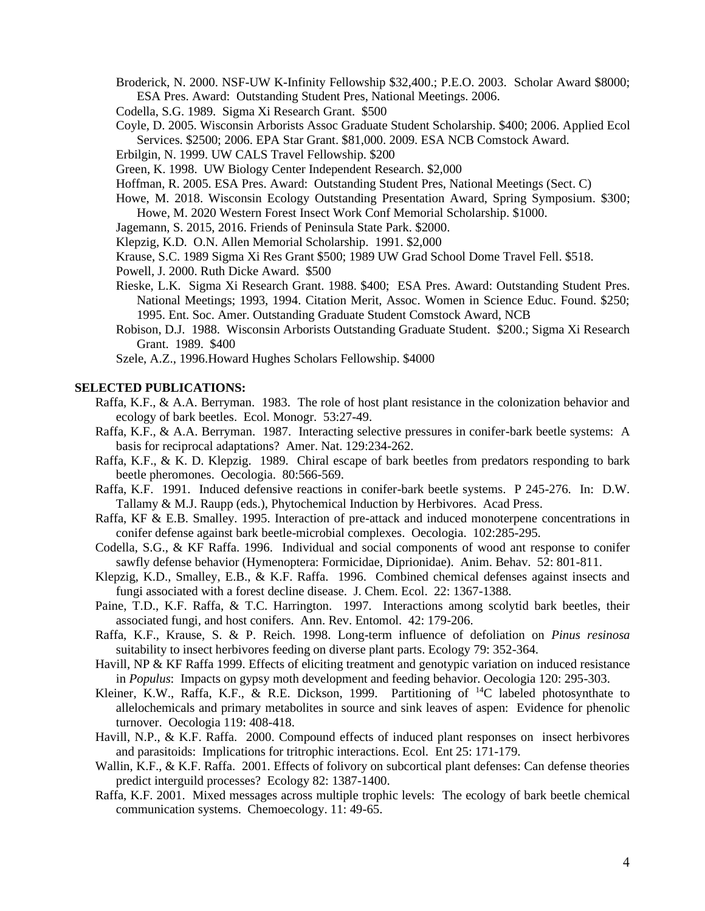Broderick, N. 2000. NSF-UW K-Infinity Fellowship $32,400.; P.E.O. 2003. Scholar Award $8000; ESA Pres. Award: Outstanding Student Pres, National Meetings. 2006.

Codella, S.G. 1989. Sigma Xi Research Grant. $500

Coyle, D. 2005. Wisconsin Arborists Assoc Graduate Student Scholarship. $400; 2006. Applied Ecol Services. $2500; 2006. EPA Star Grant. $81,000. 2009. ESA NCB Comstock Award.

Erbilgin, N. 1999. UW CALS Travel Fellowship. $200

Green, K. 1998. UW Biology Center Independent Research. $2,000

Hoffman, R. 2005. ESA Pres. Award: Outstanding Student Pres, National Meetings (Sect. C)

Howe, M. 2018. Wisconsin Ecology Outstanding Presentation Award, Spring Symposium. $300; Howe, M. 2020 Western Forest Insect Work Conf Memorial Scholarship. $1000.

Jagemann, S. 2015, 2016. Friends of Peninsula State Park. $2000.

Klepzig, K.D. O.N. Allen Memorial Scholarship. 1991. $2,000

Krause, S.C. 1989 Sigma Xi Res Grant $500; 1989 UW Grad School Dome Travel Fell. $518.

Powell, J. 2000. Ruth Dicke Award. $500

Rieske, L.K. Sigma Xi Research Grant. 1988. $400; ESA Pres. Award: Outstanding Student Pres. National Meetings; 1993, 1994. Citation Merit, Assoc. Women in Science Educ. Found. $250; 1995. Ent. Soc. Amer. Outstanding Graduate Student Comstock Award, NCB

Robison, D.J. 1988. Wisconsin Arborists Outstanding Graduate Student. $200.; Sigma Xi Research Grant. 1989. $400

Szele, A.Z., 1996.Howard Hughes Scholars Fellowship. $4000

**SELECTED PUBLICATIONS:**

Raffa, K.F., & A.A. Berryman. 1983. The role of host plant resistance in the colonization behavior and ecology of bark beetles. Ecol. Monogr. 53:27-49.

Raffa, K.F., & A.A. Berryman. 1987. Interacting selective pressures in conifer-bark beetle systems: A basis for reciprocal adaptations? Amer. Nat. 129:234-262.

Raffa, K.F., & K. D. Klepzig. 1989. Chiral escape of bark beetles from predators responding to bark beetle pheromones. Oecologia. 80:566-569.

Raffa, K.F. 1991. Induced defensive reactions in conifer-bark beetle systems. P 245-276. In: D.W. Tallamy & M.J. Raupp (eds.), Phytochemical Induction by Herbivores. Acad Press.

Raffa, KF & E.B. Smalley. 1995. Interaction of pre-attack and induced monoterpene concentrations in conifer defense against bark beetle-microbial complexes. Oecologia. 102:285-295.

Codella, S.G., & KF Raffa. 1996. Individual and social components of wood ant response to conifer sawfly defense behavior (Hymenoptera: Formicidae, Diprionidae). Anim. Behav. 52: 801-811.

Klepzig, K.D., Smalley, E.B., & K.F. Raffa. 1996. Combined chemical defenses against insects and fungi associated with a forest decline disease. J. Chem. Ecol. 22: 1367-1388.

Paine, T.D., K.F. Raffa, & T.C. Harrington. 1997. Interactions among scolytid bark beetles, their associated fungi, and host conifers. Ann. Rev. Entomol. 42: 179-206.

Raffa, K.F., Krause, S. & P. Reich. 1998. Long-term influence of defoliation on *Pinus resinosa* suitability to insect herbivores feeding on diverse plant parts. Ecology 79: 352-364.

Havill, NP & KF Raffa 1999. Effects of eliciting treatment and genotypic variation on induced resistance in *Populus*: Impacts on gypsy moth development and feeding behavior. Oecologia 120: 295-303.

Kleiner, K.W., Raffa, K.F., & R.E. Dickson, 1999. Partitioning of $^{14}C$ labeled photosynthate to allelochemicals and primary metabolites in source and sink leaves of aspen: Evidence for phenolic turnover. Oecologia 119: 408-418.

Havill, N.P., & K.F. Raffa. 2000. Compound effects of induced plant responses on insect herbivores and parasitoids: Implications for tritrophic interactions. Ecol. Ent 25: 171-179.

Wallin, K.F., & K.F. Raffa. 2001. Effects of folivory on subcortical plant defenses: Can defense theories predict interguild processes? Ecology 82: 1387-1400.

Raffa, K.F. 2001. Mixed messages across multiple trophic levels: The ecology of bark beetle chemical communication systems. Chemoecology. 11: 49-65.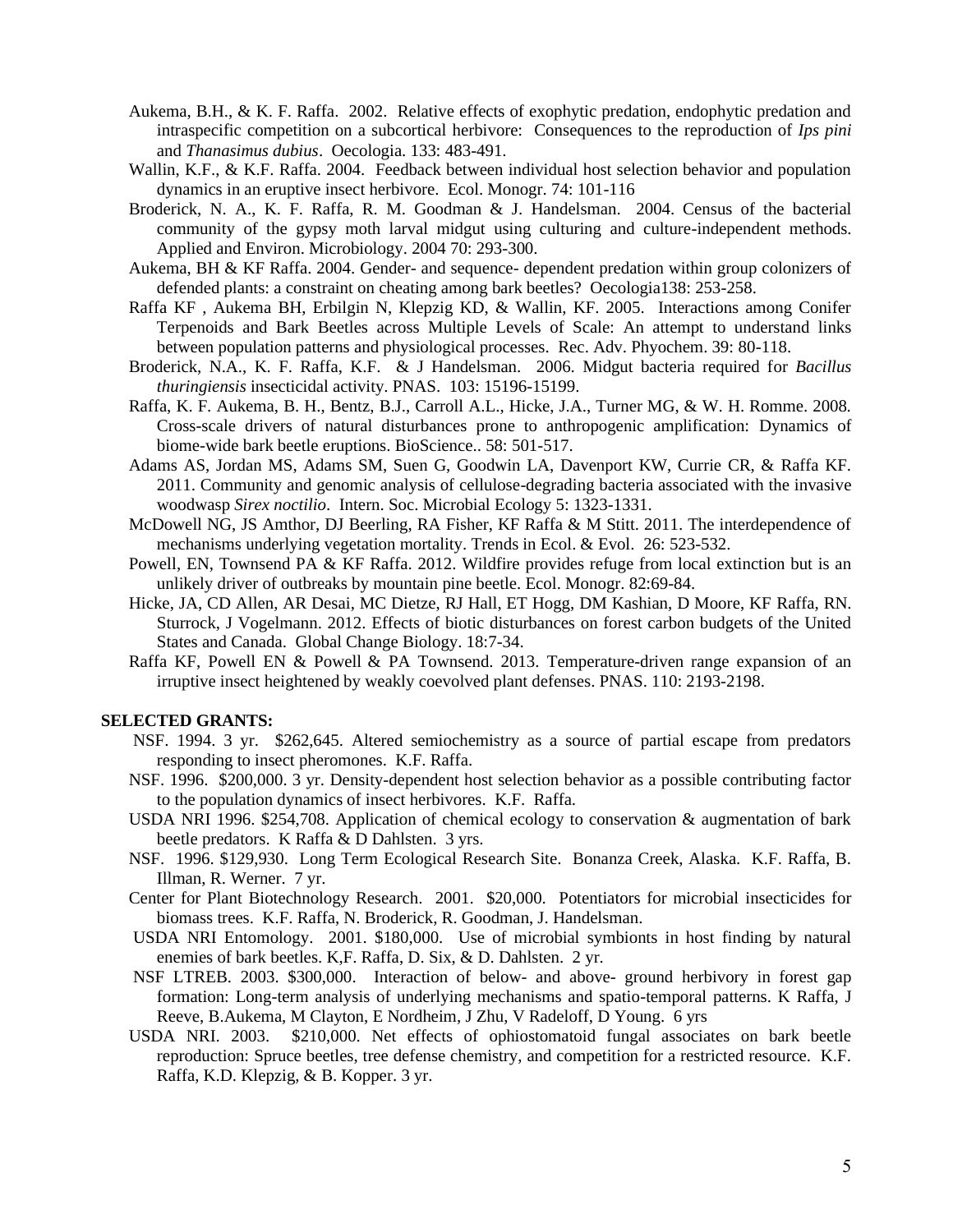Aukema, B.H., & K. F. Raffa. 2002. Relative effects of exophytic predation, endophytic predation and intraspecific competition on a subcortical herbivore: Consequences to the reproduction of *Ips pini* and *Thanasimus dubius*. Oecologia. 133: 483-491.

Wallin, K.F., & K.F. Raffa. 2004. Feedback between individual host selection behavior and population dynamics in an eruptive insect herbivore. Ecol. Monogr. 74: 101-116

Broderick, N. A., K. F. Raffa, R. M. Goodman & J. Handelsman. 2004. Census of the bacterial community of the gypsy moth larval midgut using culturing and culture-independent methods. Applied and Environ. Microbiology. 2004 70: 293-300.

Aukema, BH & KF Raffa. 2004. Gender- and sequence- dependent predation within group colonizers of defended plants: a constraint on cheating among bark beetles? Oecologia138: 253-258.

Raffa KF , Aukema BH, Erbilgin N, Klepzig KD, & Wallin, KF. 2005. Interactions among Conifer Terpenoids and Bark Beetles across Multiple Levels of Scale: An attempt to understand links between population patterns and physiological processes. Rec. Adv. Phyochem. 39: 80-118.

Broderick, N.A., K. F. Raffa, K.F. & J Handelsman. 2006. Midgut bacteria required for *Bacillus thuringiensis* insecticidal activity. PNAS. 103: 15196-15199.

Raffa, K. F. Aukema, B. H., Bentz, B.J., Carroll A.L., Hicke, J.A., Turner MG, & W. H. Romme. 2008. Cross-scale drivers of natural disturbances prone to anthropogenic amplification: Dynamics of biome-wide bark beetle eruptions. BioScience.. 58: 501-517.

Adams AS, Jordan MS, Adams SM, Suen G, Goodwin LA, Davenport KW, Currie CR, & Raffa KF. 2011. Community and genomic analysis of cellulose-degrading bacteria associated with the invasive woodwasp *Sirex noctilio*. Intern. Soc. Microbial Ecology 5: 1323-1331.

McDowell NG, JS Amthor, DJ Beerling, RA Fisher, KF Raffa & M Stitt. 2011. The interdependence of mechanisms underlying vegetation mortality. Trends in Ecol. & Evol. 26: 523-532.

Powell, EN, Townsend PA & KF Raffa. 2012. Wildfire provides refuge from local extinction but is an unlikely driver of outbreaks by mountain pine beetle. Ecol. Monogr. 82:69-84.

Hicke, JA, CD Allen, AR Desai, MC Dietze, RJ Hall, ET Hogg, DM Kashian, D Moore, KF Raffa, RN. Sturrock, J Vogelmann. 2012. Effects of biotic disturbances on forest carbon budgets of the United States and Canada. Global Change Biology. 18:7-34.

Raffa KF, Powell EN & Powell & PA Townsend. 2013. Temperature-driven range expansion of an irruptive insect heightened by weakly coevolved plant defenses. PNAS. 110: 2193-2198.

**SELECTED GRANTS:**

NSF. 1994. 3 yr. $262,645. Altered semiochemistry as a source of partial escape from predators responding to insect pheromones. K.F. Raffa.

NSF. 1996. $200,000. 3 yr. Density-dependent host selection behavior as a possible contributing factor to the population dynamics of insect herbivores. K.F. Raffa.

USDA NRI 1996. $254,708. Application of chemical ecology to conservation & augmentation of bark beetle predators. K Raffa & D Dahlsten. 3 yrs.

NSF. 1996. $129,930. Long Term Ecological Research Site. Bonanza Creek, Alaska. K.F. Raffa, B. Illman, R. Werner. 7 yr.

Center for Plant Biotechnology Research. 2001. $20,000. Potentiators for microbial insecticides for biomass trees. K.F. Raffa, N. Broderick, R. Goodman, J. Handelsman.

USDA NRI Entomology. 2001. $180,000. Use of microbial symbionts in host finding by natural enemies of bark beetles. K,F. Raffa, D. Six, & D. Dahlsten. 2 yr.

NSF LTREB. 2003. $300,000. Interaction of below- and above- ground herbivory in forest gap formation: Long-term analysis of underlying mechanisms and spatio-temporal patterns. K Raffa, J Reeve, B.Aukema, M Clayton, E Nordheim, J Zhu, V Radeloff, D Young. 6 yrs

USDA NRI. 2003. $210,000. Net effects of ophiostomatoid fungal associates on bark beetle reproduction: Spruce beetles, tree defense chemistry, and competition for a restricted resource. K.F. Raffa, K.D. Klepzig, & B. Kopper. 3 yr.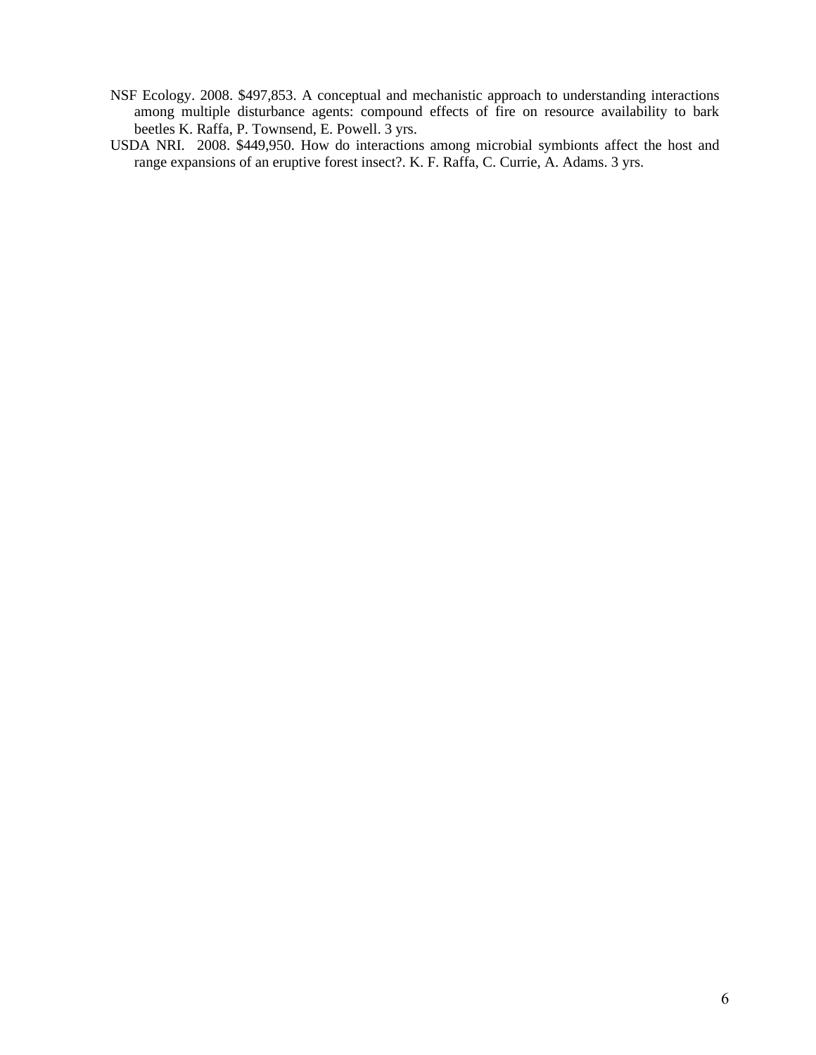NSF Ecology. 2008. $497,853. A conceptual and mechanistic approach to understanding interactions among multiple disturbance agents: compound effects of fire on resource availability to bark beetles K. Raffa, P. Townsend, E. Powell. 3 yrs.

USDA NRI. 2008. $449,950. How do interactions among microbial symbionts affect the host and range expansions of an eruptive forest insect?. K. F. Raffa, C. Currie, A. Adams. 3 yrs.